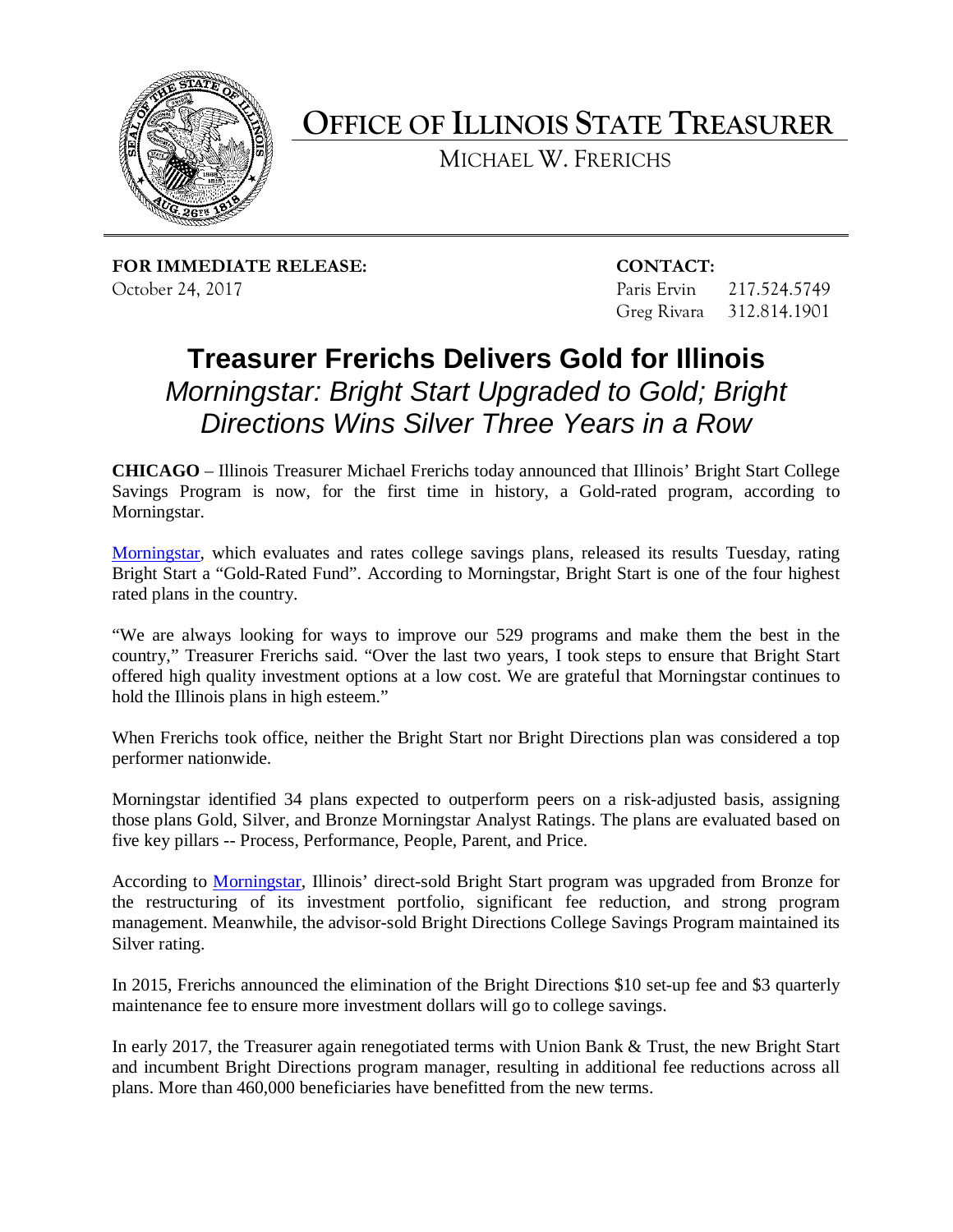# OFFICE OF ILLINOIS STATE TREASURER

MICHAEL W. FRERICHS

**FOR IMMEDIATE RELEASE:**
October 24, 2017

**CONTACT:**
Paris Ervin 217.524.5749
Greg Rivara 312.814.1901

## Treasurer Frerichs Delivers Gold for Illinois

### *Morningstar: Bright Start Upgraded to Gold; Bright Directions Wins Silver Three Years in a Row*

**CHICAGO** – Illinois Treasurer Michael Frerichs today announced that Illinois' Bright Start College Savings Program is now, for the first time in history, a Gold-rated program, according to Morningstar.

Morningstar, which evaluates and rates college savings plans, released its results Tuesday, rating Bright Start a "Gold-Rated Fund". According to Morningstar, Bright Start is one of the four highest rated plans in the country.

"We are always looking for ways to improve our 529 programs and make them the best in the country," Treasurer Frerichs said. "Over the last two years, I took steps to ensure that Bright Start offered high quality investment options at a low cost. We are grateful that Morningstar continues to hold the Illinois plans in high esteem."

When Frerichs took office, neither the Bright Start nor Bright Directions plan was considered a top performer nationwide.

Morningstar identified 34 plans expected to outperform peers on a risk-adjusted basis, assigning those plans Gold, Silver, and Bronze Morningstar Analyst Ratings. The plans are evaluated based on five key pillars -- Process, Performance, People, Parent, and Price.

According to Morningstar, Illinois' direct-sold Bright Start program was upgraded from Bronze for the restructuring of its investment portfolio, significant fee reduction, and strong program management. Meanwhile, the advisor-sold Bright Directions College Savings Program maintained its Silver rating.

In 2015, Frerichs announced the elimination of the Bright Directions $10 set-up fee and $3 quarterly maintenance fee to ensure more investment dollars will go to college savings.

In early 2017, the Treasurer again renegotiated terms with Union Bank & Trust, the new Bright Start and incumbent Bright Directions program manager, resulting in additional fee reductions across all plans. More than 460,000 beneficiaries have benefitted from the new terms.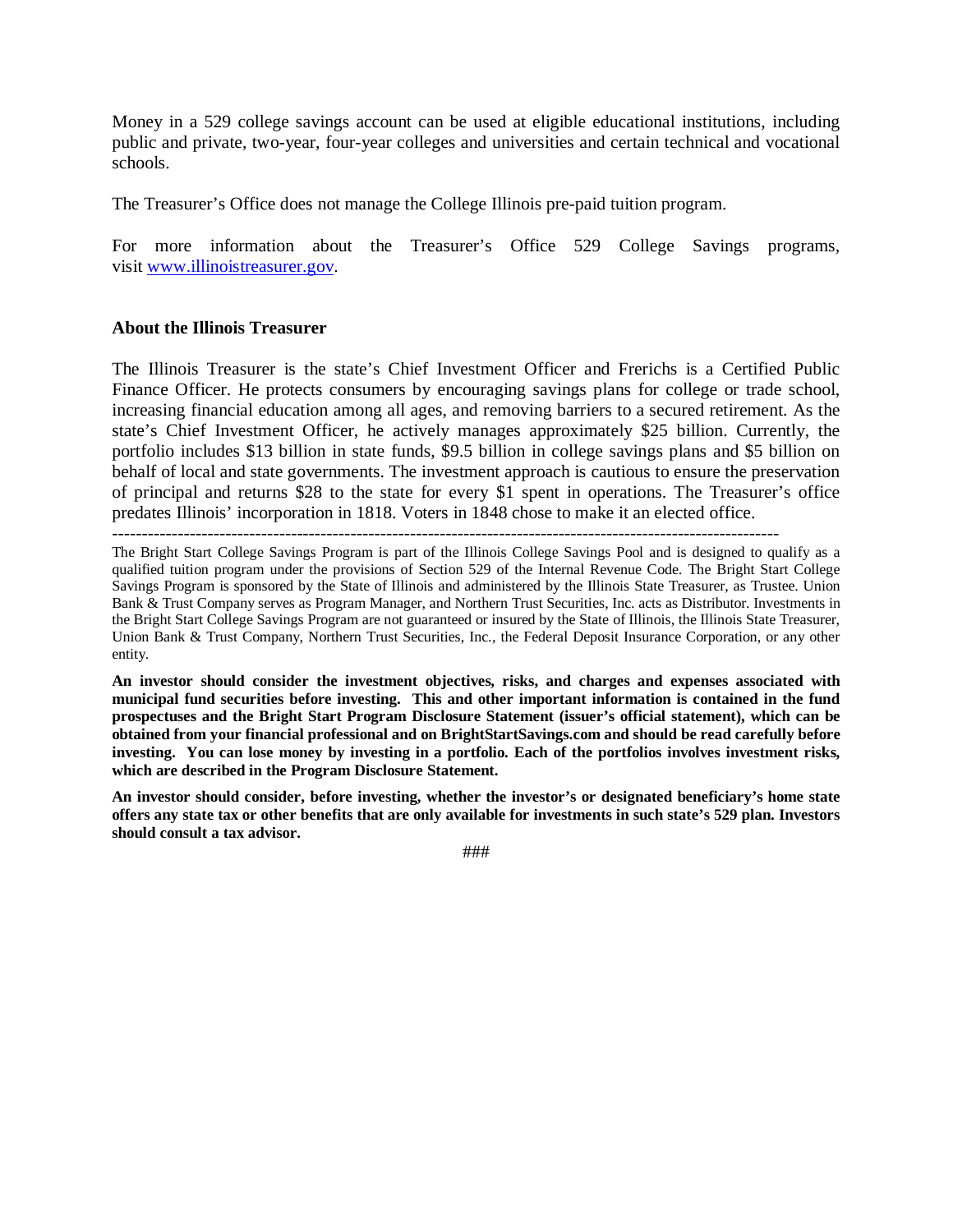Money in a 529 college savings account can be used at eligible educational institutions, including public and private, two-year, four-year colleges and universities and certain technical and vocational schools.

The Treasurer's Office does not manage the College Illinois pre-paid tuition program.

For more information about the Treasurer's Office 529 College Savings programs, visit [www.illinoistreasurer.gov](http://www.illinoistreasurer.gov).

**About the Illinois Treasurer**

The Illinois Treasurer is the state's Chief Investment Officer and Frerichs is a Certified Public Finance Officer. He protects consumers by encouraging savings plans for college or trade school, increasing financial education among all ages, and removing barriers to a secured retirement. As the state's Chief Investment Officer, he actively manages approximately $25 billion. Currently, the portfolio includes $13 billion in state funds, $9.5 billion in college savings plans and $5 billion on behalf of local and state governments. The investment approach is cautious to ensure the preservation of principal and returns $28 to the state for every $1 spent in operations. The Treasurer's office predates Illinois' incorporation in 1818. Voters in 1848 chose to make it an elected office.

---

The Bright Start College Savings Program is part of the Illinois College Savings Pool and is designed to qualify as a qualified tuition program under the provisions of Section 529 of the Internal Revenue Code. The Bright Start College Savings Program is sponsored by the State of Illinois and administered by the Illinois State Treasurer, as Trustee. Union Bank & Trust Company serves as Program Manager, and Northern Trust Securities, Inc. acts as Distributor. Investments in the Bright Start College Savings Program are not guaranteed or insured by the State of Illinois, the Illinois State Treasurer, Union Bank & Trust Company, Northern Trust Securities, Inc., the Federal Deposit Insurance Corporation, or any other entity.

**An investor should consider the investment objectives, risks, and charges and expenses associated with municipal fund securities before investing. This and other important information is contained in the fund prospectuses and the Bright Start Program Disclosure Statement (issuer's official statement), which can be obtained from your financial professional and on BrightStartSavings.com and should be read carefully before investing. You can lose money by investing in a portfolio. Each of the portfolios involves investment risks, which are described in the Program Disclosure Statement.**

**An investor should consider, before investing, whether the investor's or designated beneficiary's home state offers any state tax or other benefits that are only available for investments in such state's 529 plan. Investors should consult a tax advisor.**

###